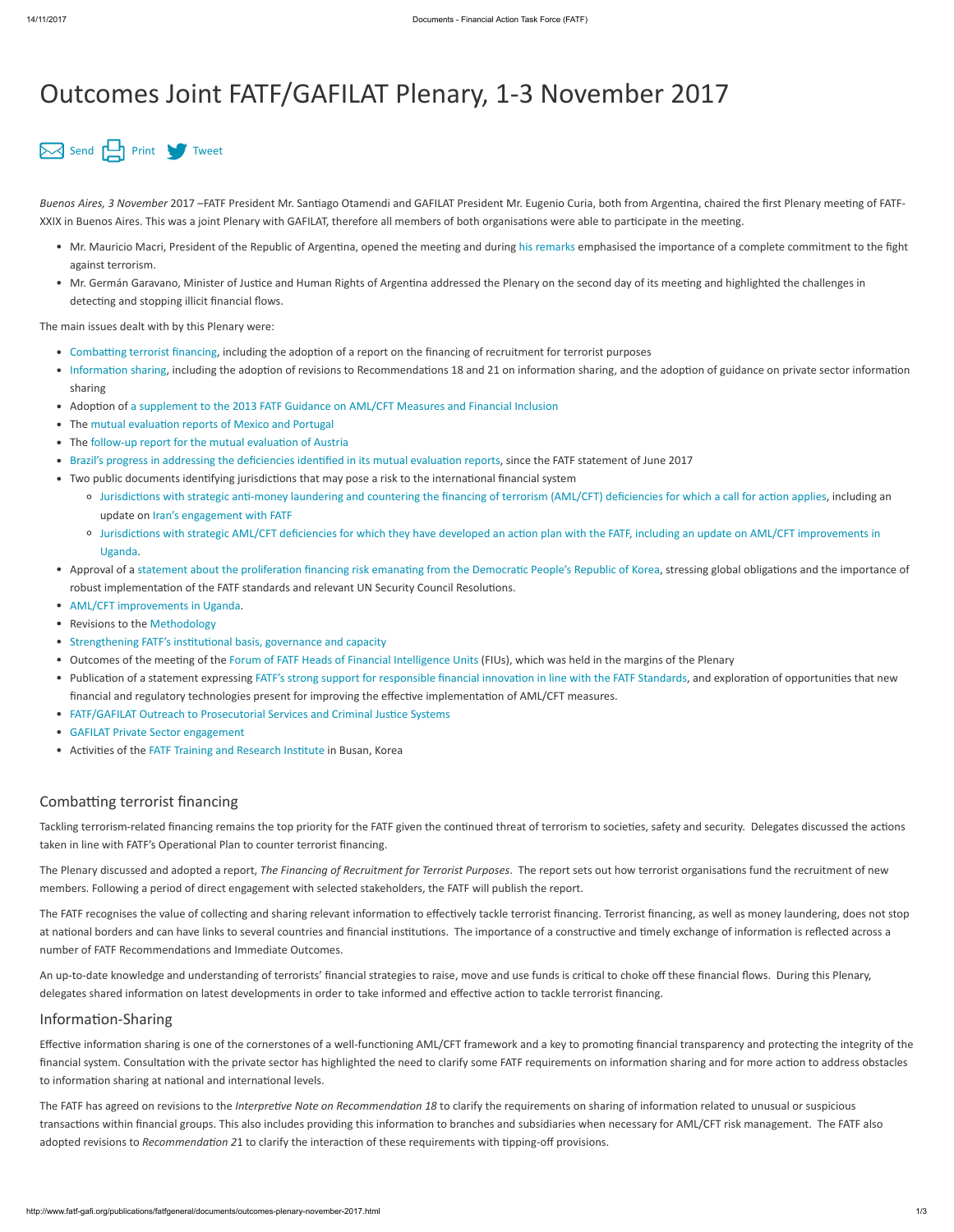# Outcomes Joint FATF/GAFILAT Plenary, 1-3 November 2017

Send Print Tweet

*Buenos Aires, 3 November* 2017 –FATF President Mr. Santiago Otamendi and GAFILAT President Mr. Eugenio Curia, both from Argentina, chaired the first Plenary meeting of FATF-XXIX in Buenos Aires. This was a joint Plenary with GAFILAT, therefore all members of both organisations were able to participate in the meeting.

- Mr. Mauricio Macri, President of the Republic of Argentina, opened the meeting and during his remarks emphasised the importance of a complete commitment to the fight against terrorism.
- Mr. Germán Garavano, Minister of Justice and Human Rights of Argentina addressed the Plenary on the second day of its meeting and highlighted the challenges in detecting and stopping illicit financial flows.

The main issues dealt with by this Plenary were:

- Combatting terrorist financing, including the adoption of a report on the financing of recruitment for terrorist purposes
- Information sharing, including the adoption of revisions to Recommendations 18 and 21 on information sharing, and the adoption of guidance on private sector information sharing
- Adoption of a supplement to the 2013 FATF Guidance on AML/CFT Measures and Financial Inclusion
- The mutual evaluation reports of Mexico and Portugal
- The follow-up report for the mutual evaluation of Austria
- Brazil's progress in addressing the deficiencies identified in its mutual evaluation reports, since the FATF statement of June 2017
- Two public documents identifying jurisdictions that may pose a risk to the international financial system
  - Jurisdictions with strategic anti-money laundering and countering the financing of terrorism (AML/CFT) deficiencies for which a call for action applies, including an update on Iran's engagement with FATF
  - Jurisdictions with strategic AML/CFT deficiencies for which they have developed an action plan with the FATF, including an update on AML/CFT improvements in Uganda.
- Approval of a statement about the proliferation financing risk emanating from the Democratic People's Republic of Korea, stressing global obligations and the importance of robust implementation of the FATF standards and relevant UN Security Council Resolutions.
- AML/CFT improvements in Uganda.
- Revisions to the Methodology
- Strengthening FATF's institutional basis, governance and capacity
- Outcomes of the meeting of the Forum of FATF Heads of Financial Intelligence Units (FIUs), which was held in the margins of the Plenary
- Publication of a statement expressing FATF's strong support for responsible financial innovation in line with the FATF Standards, and exploration of opportunities that new financial and regulatory technologies present for improving the effective implementation of AML/CFT measures.
- FATF/GAFILAT Outreach to Prosecutorial Services and Criminal Justice Systems
- GAFILAT Private Sector engagement
- Activities of the FATF Training and Research Institute in Busan, Korea

## Combatting terrorist financing

Tackling terrorism-related financing remains the top priority for the FATF given the continued threat of terrorism to societies, safety and security. Delegates discussed the actions taken in line with FATF's Operational Plan to counter terrorist financing.

The Plenary discussed and adopted a report, *The Financing of Recruitment for Terrorist Purposes*. The report sets out how terrorist organisations fund the recruitment of new members. Following a period of direct engagement with selected stakeholders, the FATF will publish the report.

The FATF recognises the value of collecting and sharing relevant information to effectively tackle terrorist financing. Terrorist financing, as well as money laundering, does not stop at national borders and can have links to several countries and financial institutions. The importance of a constructive and timely exchange of information is reflected across a number of FATF Recommendations and Immediate Outcomes.

An up-to-date knowledge and understanding of terrorists' financial strategies to raise, move and use funds is critical to choke off these financial flows. During this Plenary, delegates shared information on latest developments in order to take informed and effective action to tackle terrorist financing.

## Information-Sharing

Effective information sharing is one of the cornerstones of a well-functioning AML/CFT framework and a key to promoting financial transparency and protecting the integrity of the financial system. Consultation with the private sector has highlighted the need to clarify some FATF requirements on information sharing and for more action to address obstacles to information sharing at national and international levels.

The FATF has agreed on revisions to the *Interpretive Note on Recommendation 18* to clarify the requirements on sharing of information related to unusual or suspicious transactions within financial groups. This also includes providing this information to branches and subsidiaries when necessary for AML/CFT risk management. The FATF also adopted revisions to *Recommendation 2*1 to clarify the interaction of these requirements with tipping-off provisions.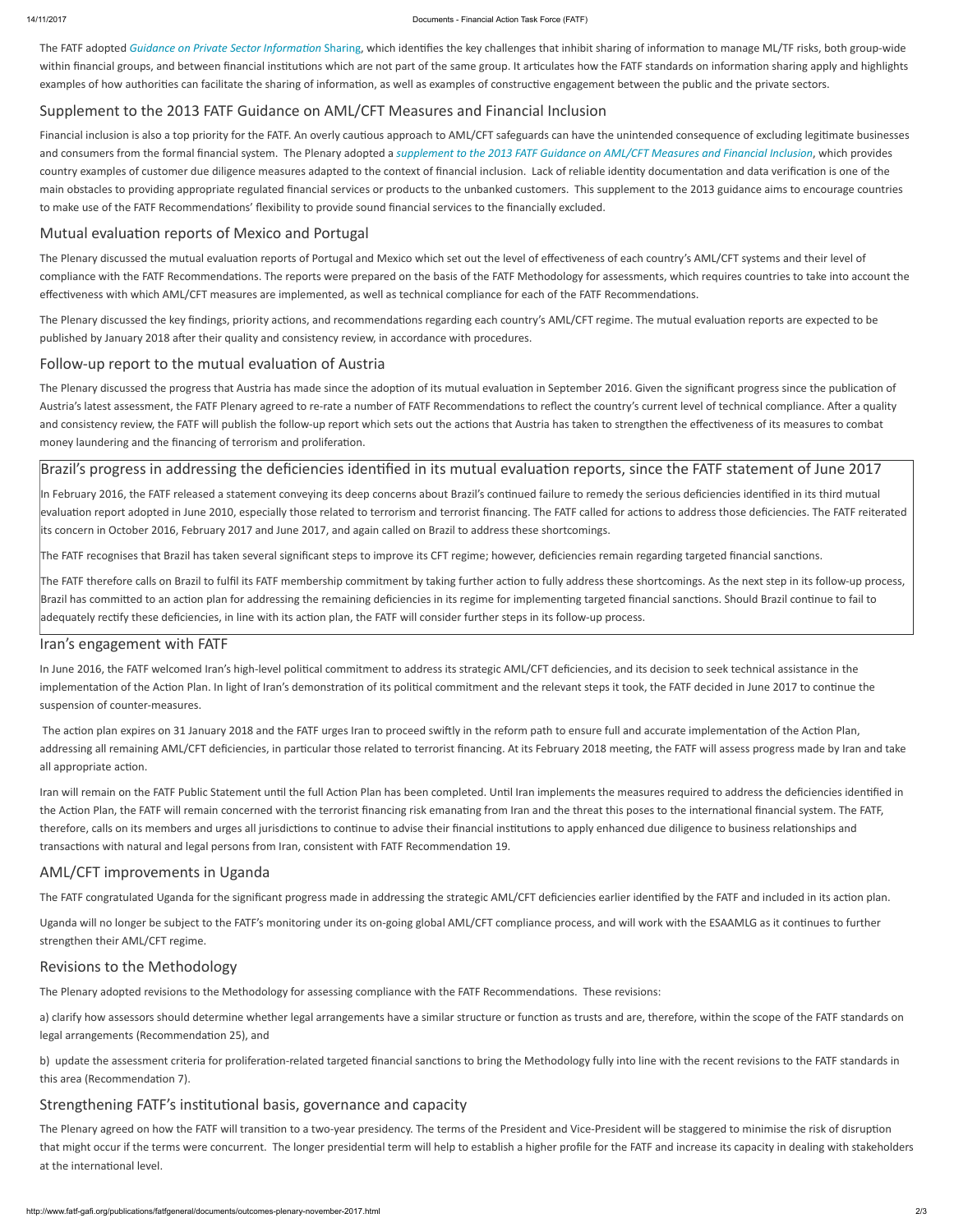The FATF adopted *Guidance on Private Sector Information* Sharing, which identifies the key challenges that inhibit sharing of information to manage ML/TF risks, both group-wide within financial groups, and between financial institutions which are not part of the same group. It articulates how the FATF standards on information sharing apply and highlights examples of how authorities can facilitate the sharing of information, as well as examples of constructive engagement between the public and the private sectors.

## Supplement to the 2013 FATF Guidance on AML/CFT Measures and Financial Inclusion

Financial inclusion is also a top priority for the FATF. An overly cautious approach to AML/CFT safeguards can have the unintended consequence of excluding legitimate businesses and consumers from the formal financial system. The Plenary adopted a *supplement to the 2013 FATF Guidance on AML/CFT Measures and Financial Inclusion*, which provides country examples of customer due diligence measures adapted to the context of financial inclusion. Lack of reliable identity documentation and data verification is one of the main obstacles to providing appropriate regulated financial services or products to the unbanked customers. This supplement to the 2013 guidance aims to encourage countries to make use of the FATF Recommendations' flexibility to provide sound financial services to the financially excluded.

## Mutual evaluation reports of Mexico and Portugal

The Plenary discussed the mutual evaluation reports of Portugal and Mexico which set out the level of effectiveness of each country's AML/CFT systems and their level of compliance with the FATF Recommendations. The reports were prepared on the basis of the FATF Methodology for assessments, which requires countries to take into account the effectiveness with which AML/CFT measures are implemented, as well as technical compliance for each of the FATF Recommendations.

The Plenary discussed the key findings, priority actions, and recommendations regarding each country's AML/CFT regime. The mutual evaluation reports are expected to be published by January 2018 after their quality and consistency review, in accordance with procedures.

## Follow-up report to the mutual evaluation of Austria

The Plenary discussed the progress that Austria has made since the adoption of its mutual evaluation in September 2016. Given the significant progress since the publication of Austria's latest assessment, the FATF Plenary agreed to re-rate a number of FATF Recommendations to reflect the country's current level of technical compliance. After a quality and consistency review, the FATF will publish the follow-up report which sets out the actions that Austria has taken to strengthen the effectiveness of its measures to combat money laundering and the financing of terrorism and proliferation.

## Brazil's progress in addressing the deficiencies identified in its mutual evaluation reports, since the FATF statement of June 2017

In February 2016, the FATF released a statement conveying its deep concerns about Brazil's continued failure to remedy the serious deficiencies identified in its third mutual evaluation report adopted in June 2010, especially those related to terrorism and terrorist financing. The FATF called for actions to address those deficiencies. The FATF reiterated its concern in October 2016, February 2017 and June 2017, and again called on Brazil to address these shortcomings.

The FATF recognises that Brazil has taken several significant steps to improve its CFT regime; however, deficiencies remain regarding targeted financial sanctions.

The FATF therefore calls on Brazil to fulfil its FATF membership commitment by taking further action to fully address these shortcomings. As the next step in its follow-up process, Brazil has committed to an action plan for addressing the remaining deficiencies in its regime for implementing targeted financial sanctions. Should Brazil continue to fail to adequately rectify these deficiencies, in line with its action plan, the FATF will consider further steps in its follow-up process.

## Iran's engagement with FATF

In June 2016, the FATF welcomed Iran's high-level political commitment to address its strategic AML/CFT deficiencies, and its decision to seek technical assistance in the implementation of the Action Plan. In light of Iran's demonstration of its political commitment and the relevant steps it took, the FATF decided in June 2017 to continue the suspension of counter-measures.

The action plan expires on 31 January 2018 and the FATF urges Iran to proceed swiftly in the reform path to ensure full and accurate implementation of the Action Plan, addressing all remaining AML/CFT deficiencies, in particular those related to terrorist financing. At its February 2018 meeting, the FATF will assess progress made by Iran and take all appropriate action.

Iran will remain on the FATF Public Statement until the full Action Plan has been completed. Until Iran implements the measures required to address the deficiencies identified in the Action Plan, the FATF will remain concerned with the terrorist financing risk emanating from Iran and the threat this poses to the international financial system. The FATF, therefore, calls on its members and urges all jurisdictions to continue to advise their financial institutions to apply enhanced due diligence to business relationships and transactions with natural and legal persons from Iran, consistent with FATF Recommendation 19.

## AML/CFT improvements in Uganda

The FATF congratulated Uganda for the significant progress made in addressing the strategic AML/CFT deficiencies earlier identified by the FATF and included in its action plan.

Uganda will no longer be subject to the FATF's monitoring under its on-going global AML/CFT compliance process, and will work with the ESAAMLG as it continues to further strengthen their AML/CFT regime.

## Revisions to the Methodology

The Plenary adopted revisions to the Methodology for assessing compliance with the FATF Recommendations. These revisions:

a) clarify how assessors should determine whether legal arrangements have a similar structure or function as trusts and are, therefore, within the scope of the FATF standards on legal arrangements (Recommendation 25), and

b) update the assessment criteria for proliferation-related targeted financial sanctions to bring the Methodology fully into line with the recent revisions to the FATF standards in this area (Recommendation 7).

## Strengthening FATF's institutional basis, governance and capacity

The Plenary agreed on how the FATF will transition to a two-year presidency. The terms of the President and Vice-President will be staggered to minimise the risk of disruption that might occur if the terms were concurrent. The longer presidential term will help to establish a higher profile for the FATF and increase its capacity in dealing with stakeholders at the international level.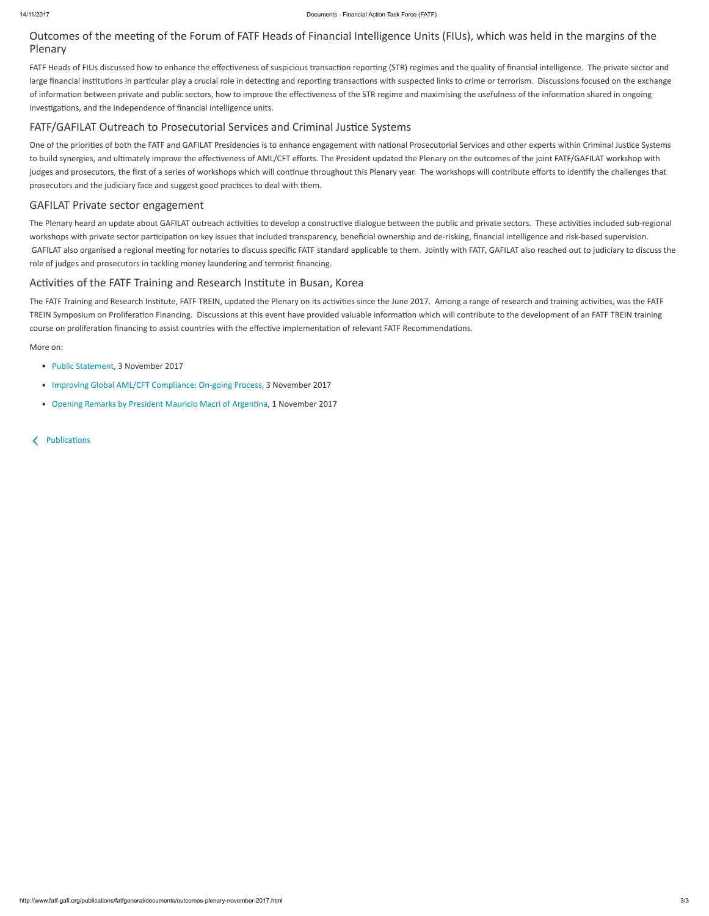## Outcomes of the meeting of the Forum of FATF Heads of Financial Intelligence Units (FIUs), which was held in the margins of the Plenary

FATF Heads of FIUs discussed how to enhance the effectiveness of suspicious transaction reporting (STR) regimes and the quality of financial intelligence. The private sector and large financial institutions in particular play a crucial role in detecting and reporting transactions with suspected links to crime or terrorism. Discussions focused on the exchange of information between private and public sectors, how to improve the effectiveness of the STR regime and maximising the usefulness of the information shared in ongoing investigations, and the independence of financial intelligence units.

## FATF/GAFILAT Outreach to Prosecutorial Services and Criminal Justice Systems

One of the priorities of both the FATF and GAFILAT Presidencies is to enhance engagement with national Prosecutorial Services and other experts within Criminal Justice Systems to build synergies, and ultimately improve the effectiveness of AML/CFT efforts. The President updated the Plenary on the outcomes of the joint FATF/GAFILAT workshop with judges and prosecutors, the first of a series of workshops which will continue throughout this Plenary year. The workshops will contribute efforts to identify the challenges that prosecutors and the judiciary face and suggest good practices to deal with them.

## GAFILAT Private sector engagement

The Plenary heard an update about GAFILAT outreach activities to develop a constructive dialogue between the public and private sectors. These activities included sub-regional workshops with private sector participation on key issues that included transparency, beneficial ownership and de-risking, financial intelligence and risk-based supervision. GAFILAT also organised a regional meeting for notaries to discuss specific FATF standard applicable to them. Jointly with FATF, GAFILAT also reached out to judiciary to discuss the role of judges and prosecutors in tackling money laundering and terrorist financing.

## Activities of the FATF Training and Research Institute in Busan, Korea

The FATF Training and Research Institute, FATF TREIN, updated the Plenary on its activities since the June 2017. Among a range of research and training activities, was the FATF TREIN Symposium on Proliferation Financing. Discussions at this event have provided valuable information which will contribute to the development of an FATF TREIN training course on proliferation financing to assist countries with the effective implementation of relevant FATF Recommendations.

More on:

- Public Statement, 3 November 2017
- Improving Global AML/CFT Compliance: On-going Process, 3 November 2017
- Opening Remarks by President Mauricio Macri of Argentina, 1 November 2017

Publications